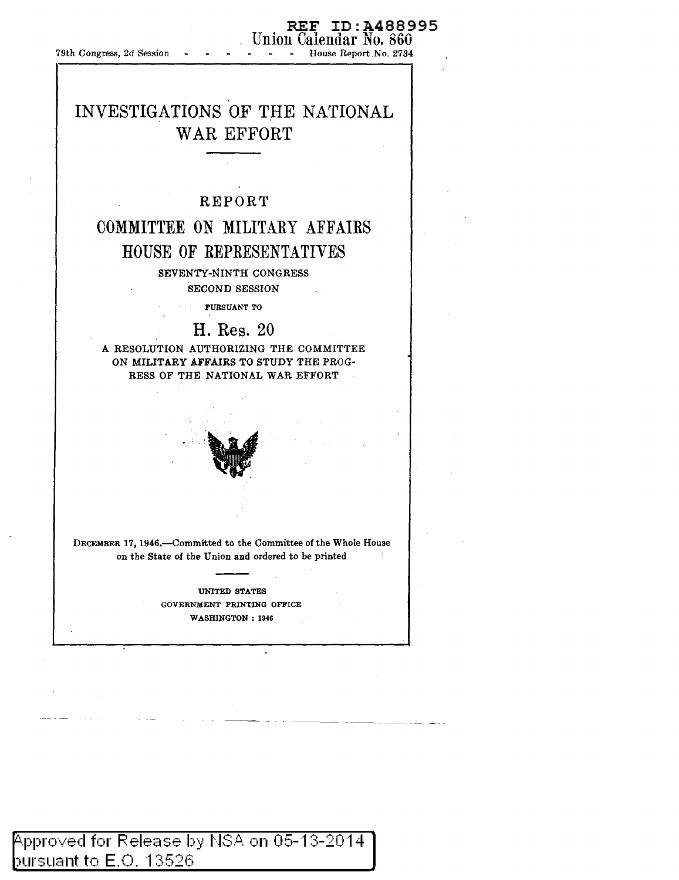REF ID:A488995

Union Calendar No. 860

79th Congress, 2d Session - - - - - - - House Report No. 2734

# INVESTIGATIONS OF THE NATIONAL WAR EFFORT

## REPORT

## COMMITTEE ON MILITARY AFFAIRS

## HOUSE OF REPRESENTATIVES

SEVENTY-NINTH CONGRESS

SECOND SESSION

PURSUANT TO

### H. Res. 20

A RESOLUTION AUTHORIZING THE COMMITTEE ON MILITARY AFFAIRS TO STUDY THE PROGRESS OF THE NATIONAL WAR EFFORT

DECEMBER 17, 1946.—Committed to the Committee of the Whole House on the State of the Union and ordered to be printed

UNITED STATES

GOVERNMENT PRINTING OFFICE

WASHINGTON : 1946

Approved for Release by NSA on 05-13-2014 pursuant to E.O. 13526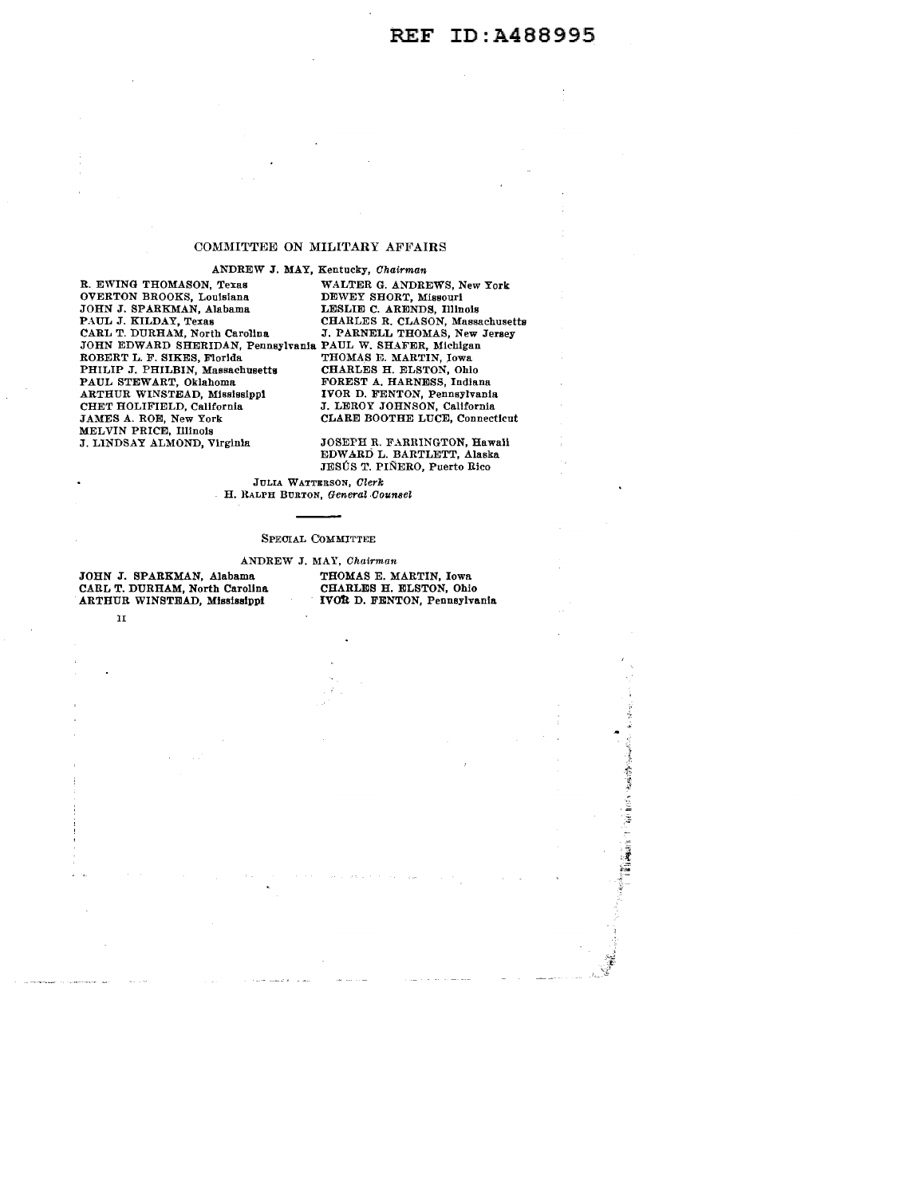## COMMITTEE ON MILITARY AFFAIRS

ANDREW J. MAY, Kentucky, *Chairman*

R. EWING THOMASON, Texas
OVERTON BROOKS, Louisiana
JOHN J. SPARKMAN, Alabama
PAUL J. KILDAY, Texas
CARL T. DURHAM, North Carolina
JOHN EDWARD SHERIDAN, Pennsylvania
ROBERT L. F. SIKES, Florida
PHILIP J. PHILBIN, Massachusetts
PAUL STEWART, Oklahoma
ARTHUR WINSTEAD, Mississippi
CHET HOLIFIELD, California
JAMES A. ROE, New York
MELVIN PRICE, Illinois
J. LINDSAY ALMOND, Virginia

WALTER G. ANDREWS, New York
DEWEY SHORT, Missouri
LESLIE C. ARENDS, Illinois
CHARLES R. CLASON, Massachusetts
J. PARNELL THOMAS, New Jersey
PAUL W. SHAFER, Michigan
THOMAS E. MARTIN, Iowa
CHARLES H. ELSTON, Ohio
FOREST A. HARNESS, Indiana
IVOR D. FENTON, Pennsylvania
J. LEROY JOHNSON, California
CLARE BOOTHE LUCE, Connecticut

JOSEPH R. FARRINGTON, Hawaii
EDWARD L. BARTLETT, Alaska
JESÚS T. PIÑERO, Puerto Rico

JULIA WATTERSON, *Clerk*
H. RALPH BURTON, *General Counsel*

---

### SPECIAL COMMITTEE

ANDREW J. MAY, *Chairman*

JOHN J. SPARKMAN, Alabama
CARL T. DURHAM, North Carolina
ARTHUR WINSTEAD, Mississippi

THOMAS E. MARTIN, Iowa
CHARLES H. ELSTON, Ohio
IVOR D. FENTON, Pennsylvania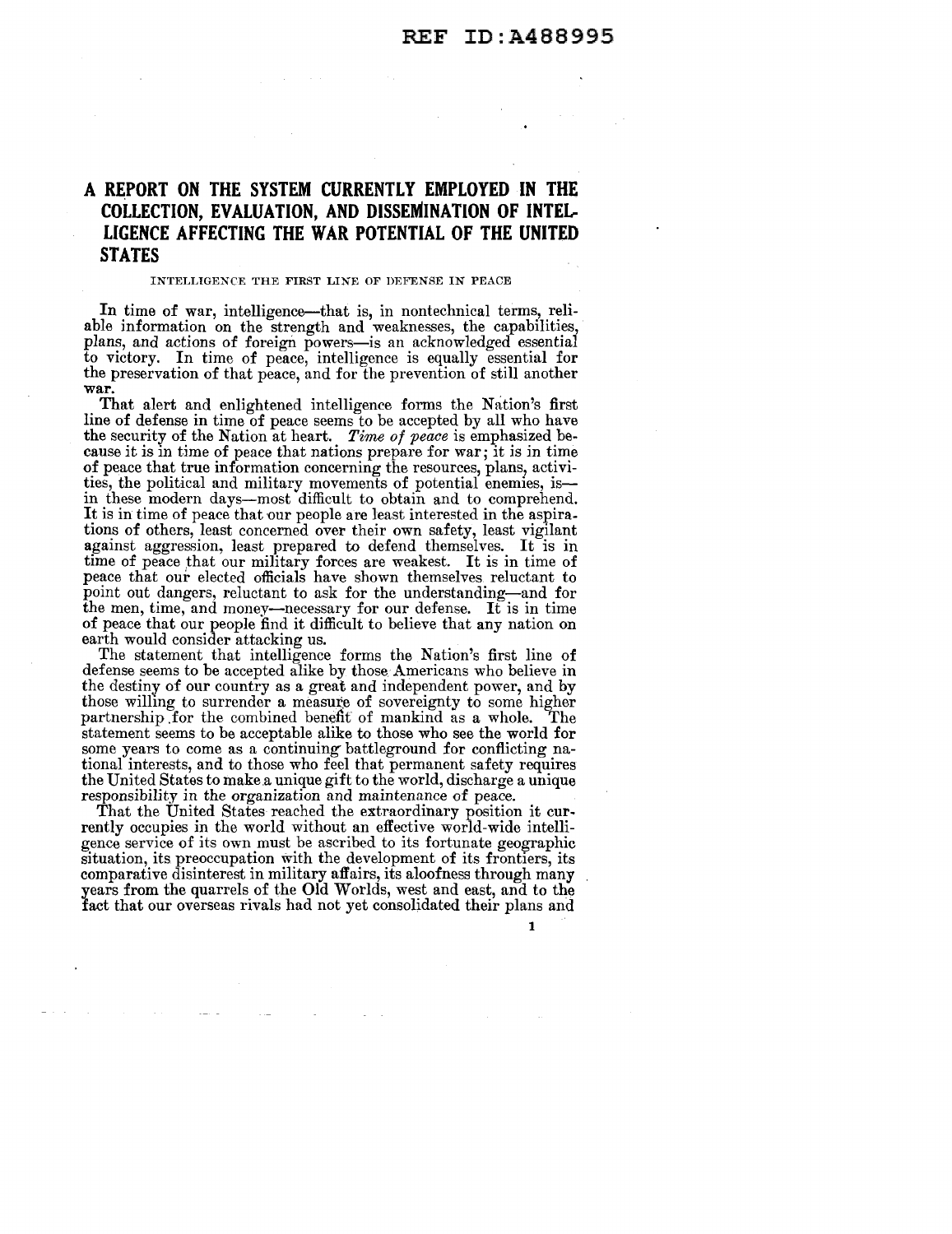# A REPORT ON THE SYSTEM CURRENTLY EMPLOYED IN THE COLLECTION, EVALUATION, AND DISSEMINATION OF INTELLIGENCE AFFECTING THE WAR POTENTIAL OF THE UNITED STATES

## INTELLIGENCE THE FIRST LINE OF DEFENSE IN PEACE

In time of war, intelligence—that is, in nontechnical terms, reliable information on the strength and weaknesses, the capabilities, plans, and actions of foreign powers—is an acknowledged essential to victory. In time of peace, intelligence is equally essential for the preservation of that peace, and for the prevention of still another war.

That alert and enlightened intelligence forms the Nation's first line of defense in time of peace seems to be accepted by all who have the security of the Nation at heart. *Time of peace* is emphasized because it is in time of peace that nations prepare for war; it is in time of peace that true information concerning the resources, plans, activities, the political and military movements of potential enemies, is—in these modern days—most difficult to obtain and to comprehend. It is in time of peace that our people are least interested in the aspirations of others, least concerned over their own safety, least vigilant against aggression, least prepared to defend themselves. It is in time of peace that our military forces are weakest. It is in time of peace that our elected officials have shown themselves reluctant to point out dangers, reluctant to ask for the understanding—and for the men, time, and money—necessary for our defense. It is in time of peace that our people find it difficult to believe that any nation on earth would consider attacking us.

The statement that intelligence forms the Nation's first line of defense seems to be accepted alike by those Americans who believe in the destiny of our country as a great and independent power, and by those willing to surrender a measure of sovereignty to some higher partnership for the combined benefit of mankind as a whole. The statement seems to be acceptable alike to those who see the world for some years to come as a continuing battleground for conflicting national interests, and to those who feel that permanent safety requires the United States to make a unique gift to the world, discharge a unique responsibility in the organization and maintenance of peace.

That the United States reached the extraordinary position it currently occupies in the world without an effective world-wide intelligence service of its own must be ascribed to its fortunate geographic situation, its preoccupation with the development of its frontiers, its comparative disinterest in military affairs, its aloofness through many years from the quarrels of the Old Worlds, west and east, and to the fact that our overseas rivals had not yet consolidated their plans and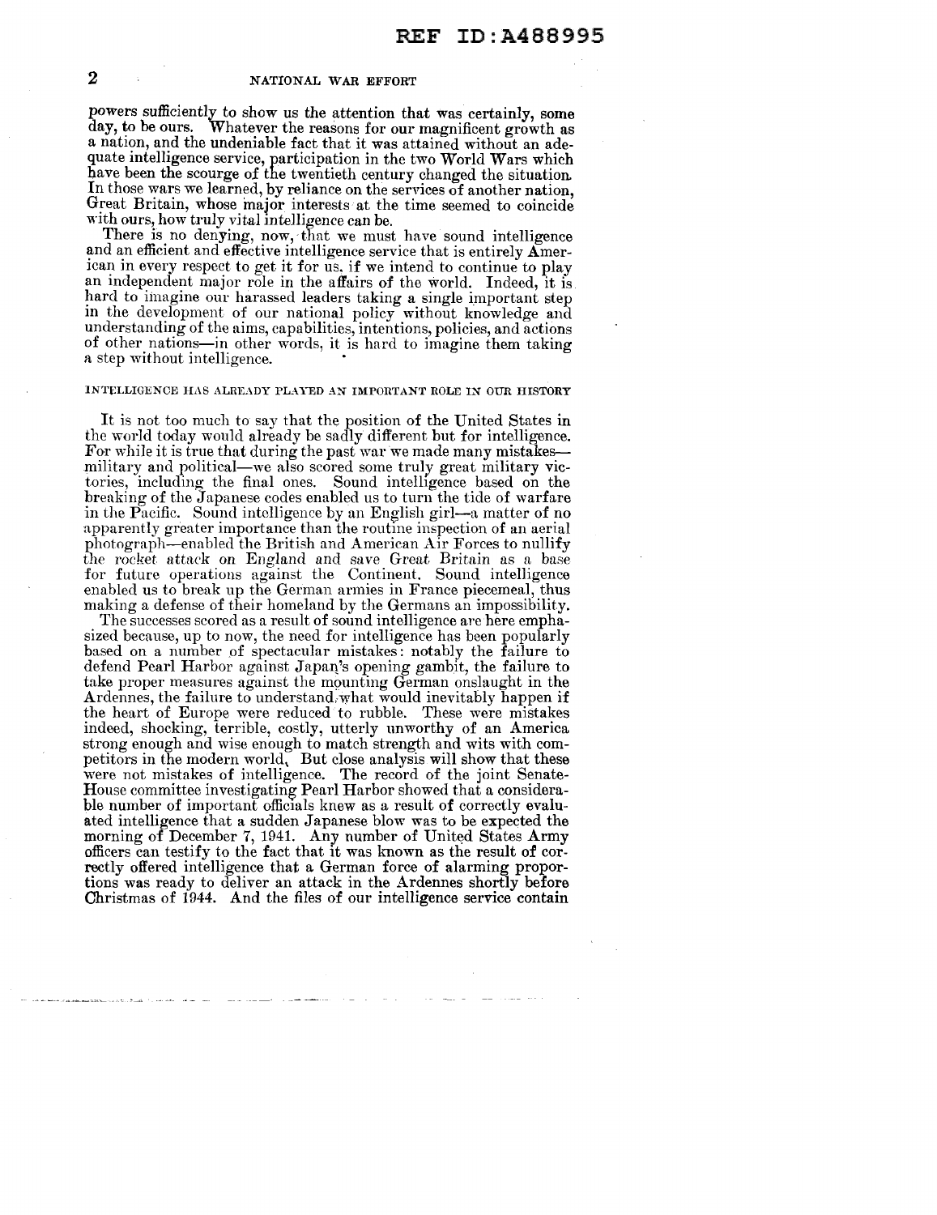powers sufficiently to show us the attention that was certainly, some day, to be ours. Whatever the reasons for our magnificent growth as a nation, and the undeniable fact that it was attained without an adequate intelligence service, participation in the two World Wars which have been the scourge of the twentieth century changed the situation. In those wars we learned, by reliance on the services of another nation, Great Britain, whose major interests at the time seemed to coincide with ours, how truly vital intelligence can be.

There is no denying, now, that we must have sound intelligence and an efficient and effective intelligence service that is entirely American in every respect to get it for us, if we intend to continue to play an independent major role in the affairs of the world. Indeed, it is hard to imagine our harassed leaders taking a single important step in the development of our national policy without knowledge and understanding of the aims, capabilities, intentions, policies, and actions of other nations—in other words, it is hard to imagine them taking a step without intelligence.

## INTELLIGENCE HAS ALREADY PLAYED AN IMPORTANT ROLE IN OUR HISTORY

It is not too much to say that the position of the United States in the world today would already be sadly different but for intelligence. For while it is true that during the past war we made many mistakes—military and political—we also scored some truly great military victories, including the final ones. Sound intelligence based on the breaking of the Japanese codes enabled us to turn the tide of warfare in the Pacific. Sound intelligence by an English girl—a matter of no apparently greater importance than the routine inspection of an aerial photograph—enabled the British and American Air Forces to nullify the rocket attack on England and save Great Britain as a base for future operations against the Continent. Sound intelligence enabled us to break up the German armies in France piecemeal, thus making a defense of their homeland by the Germans an impossibility.

The successes scored as a result of sound intelligence are here emphasized because, up to now, the need for intelligence has been popularly based on a number of spectacular mistakes: notably the failure to defend Pearl Harbor against Japan's opening gambit, the failure to take proper measures against the mounting German onslaught in the Ardennes, the failure to understand what would inevitably happen if the heart of Europe were reduced to rubble. These were mistakes indeed, shocking, terrible, costly, utterly unworthy of an America strong enough and wise enough to match strength and wits with competitors in the modern world. But close analysis will show that these were not mistakes of intelligence. The record of the joint Senate-House committee investigating Pearl Harbor showed that a considerable number of important officials knew as a result of correctly evaluated intelligence that a sudden Japanese blow was to be expected the morning of December 7, 1941. Any number of United States Army officers can testify to the fact that it was known as the result of correctly offered intelligence that a German force of alarming proportions was ready to deliver an attack in the Ardennes shortly before Christmas of 1944. And the files of our intelligence service contain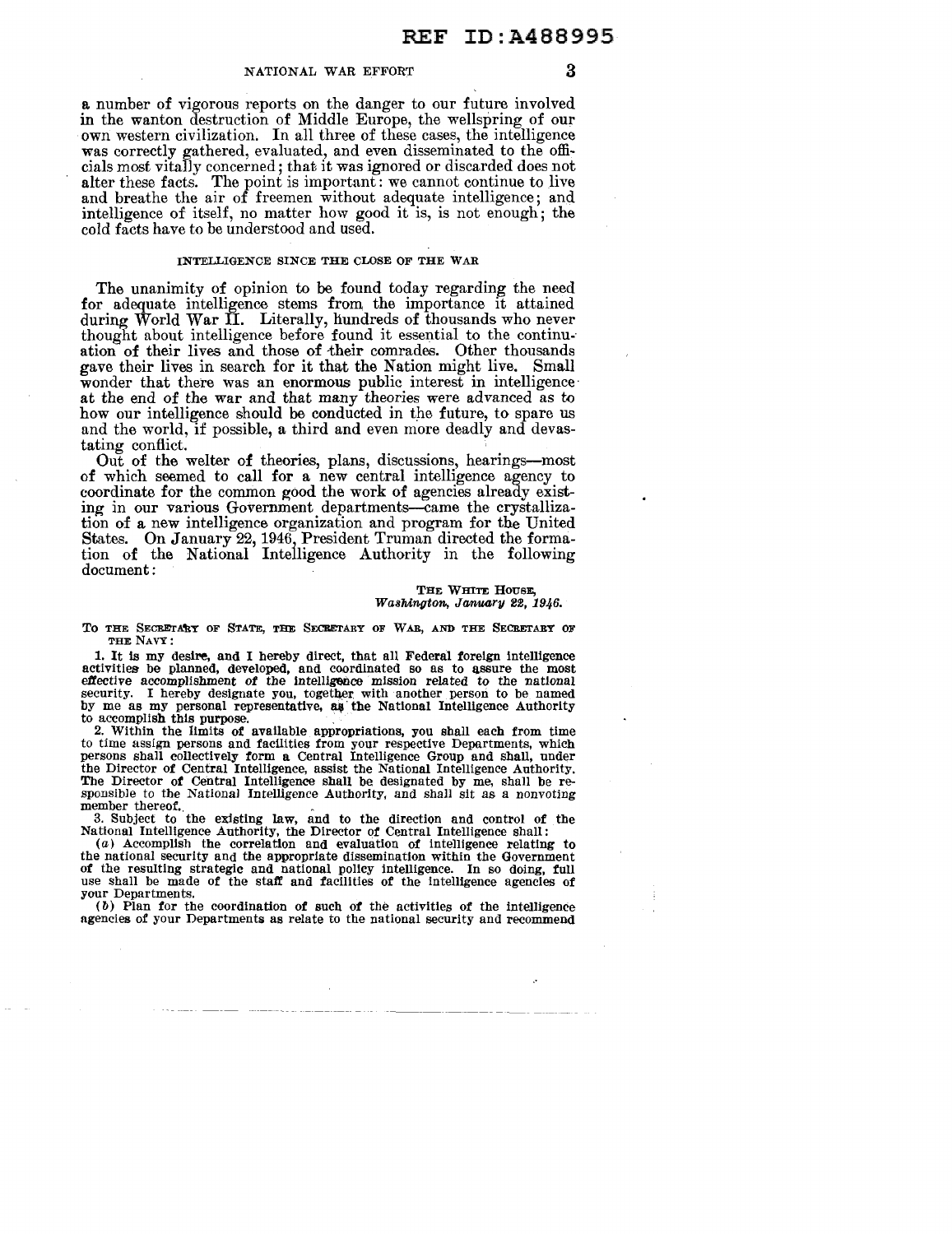a number of vigorous reports on the danger to our future involved in the wanton destruction of Middle Europe, the wellspring of our own western civilization. In all three of these cases, the intelligence was correctly gathered, evaluated, and even disseminated to the officials most vitally concerned; that it was ignored or discarded does not alter these facts. The point is important: we cannot continue to live and breathe the air of freemen without adequate intelligence; and intelligence of itself, no matter how good it is, is not enough; the cold facts have to be understood and used.

## INTELLIGENCE SINCE THE CLOSE OF THE WAR

The unanimity of opinion to be found today regarding the need for adequate intelligence stems from the importance it attained during World War II. Literally, hundreds of thousands who never thought about intelligence before found it essential to the continuation of their lives and those of their comrades. Other thousands gave their lives in search for it that the Nation might live. Small wonder that there was an enormous public interest in intelligence at the end of the war and that many theories were advanced as to how our intelligence should be conducted in the future, to spare us and the world, if possible, a third and even more deadly and devastating conflict.

Out of the welter of theories, plans, discussions, hearings—most of which seemed to call for a new central intelligence agency to coordinate for the common good the work of agencies already existing in our various Government departments—came the crystallization of a new intelligence organization and program for the United States. On January 22, 1946, President Truman directed the formation of the National Intelligence Authority in the following document:

THE WHITE HOUSE,
*Washington, January 22, 1946.*

TO THE SECRETARY OF STATE, THE SECRETARY OF WAR, AND THE SECRETARY OF THE NAVY:

1. It is my desire, and I hereby direct, that all Federal foreign intelligence activities be planned, developed, and coordinated so as to assure the most effective accomplishment of the intelligence mission related to the national security. I hereby designate you, together with another person to be named by me as my personal representative, as the National Intelligence Authority to accomplish this purpose.

2. Within the limits of available appropriations, you shall each from time to time assign persons and facilities from your respective Departments, which persons shall collectively form a Central Intelligence Group and shall, under the Director of Central Intelligence, assist the National Intelligence Authority. The Director of Central Intelligence shall be designated by me, shall be responsible to the National Intelligence Authority, and shall sit as a nonvoting member thereof.

3. Subject to the existing law, and to the direction and control of the National Intelligence Authority, the Director of Central Intelligence shall:

(*a*) Accomplish the correlation and evaluation of intelligence relating to the national security and the appropriate dissemination within the Government of the resulting strategic and national policy intelligence. In so doing, full use shall be made of the staff and facilities of the intelligence agencies of your Departments.

(*b*) Plan for the coordination of such of the activities of the intelligence agencies of your Departments as relate to the national security and recommend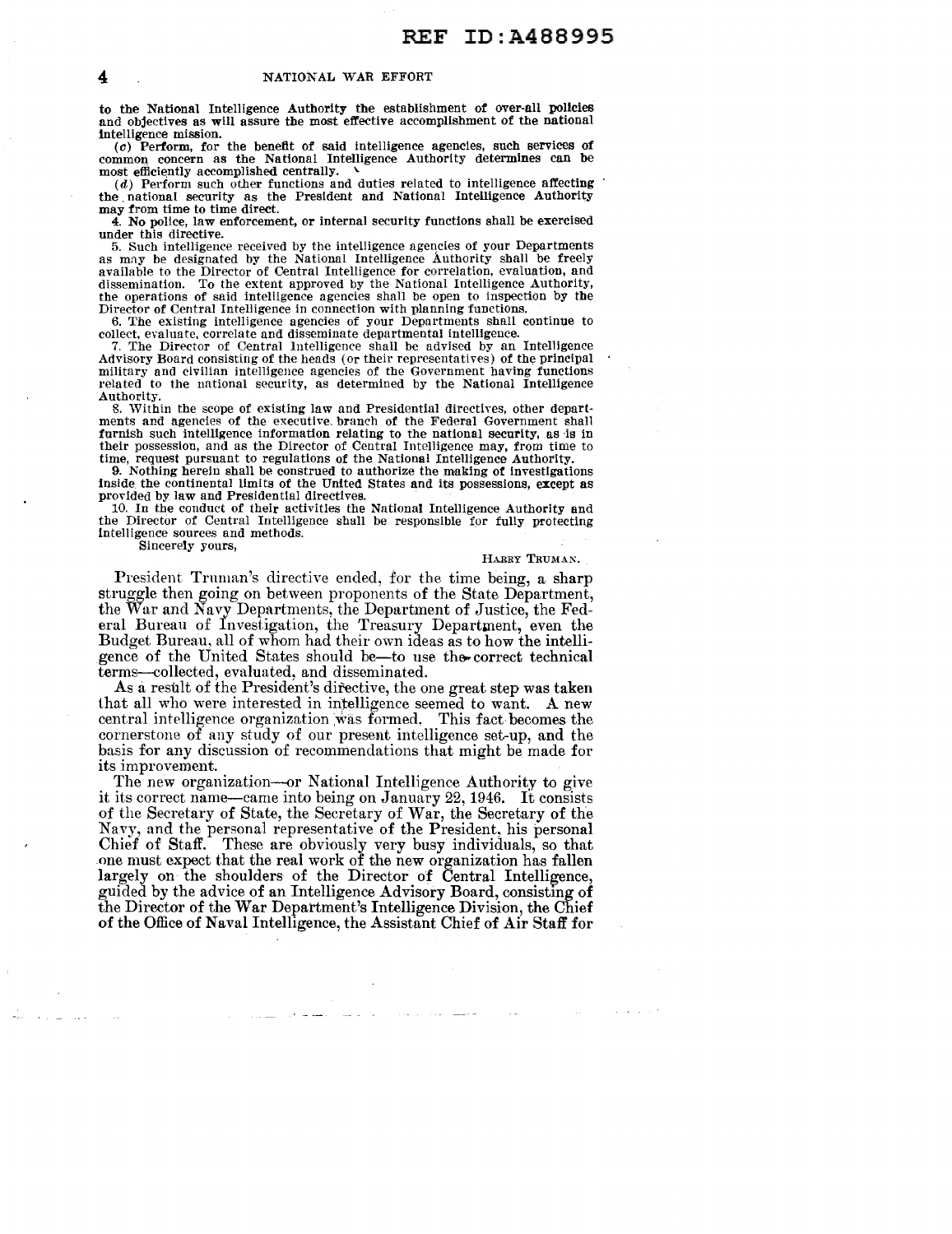to the National Intelligence Authority the establishment of over-all policies and objectives as will assure the most effective accomplishment of the national intelligence mission.

(*c*) Perform, for the benefit of said intelligence agencies, such services of common concern as the National Intelligence Authority determines can be most efficiently accomplished centrally.

(*d*) Perform such other functions and duties related to intelligence affecting the national security as the President and National Intelligence Authority may from time to time direct.

4. No police, law enforcement, or internal security functions shall be exercised under this directive.

5. Such intelligence received by the intelligence agencies of your Departments as may be designated by the National Intelligence Authority shall be freely available to the Director of Central Intelligence for correlation, evaluation, and dissemination. To the extent approved by the National Intelligence Authority, the operations of said intelligence agencies shall be open to inspection by the Director of Central Intelligence in connection with planning functions.

6. The existing intelligence agencies of your Departments shall continue to collect, evaluate, correlate and disseminate departmental intelligence.

7. The Director of Central Intelligence shall be advised by an Intelligence Advisory Board consisting of the heads (or their representatives) of the principal military and civilian intelligence agencies of the Government having functions related to the national security, as determined by the National Intelligence Authority.

8. Within the scope of existing law and Presidential directives, other departments and agencies of the executive branch of the Federal Government shall furnish such intelligence information relating to the national security, as is in their possession, and as the Director of Central Intelligence may, from time to time, request pursuant to regulations of the National Intelligence Authority.

9. Nothing herein shall be construed to authorize the making of investigations inside the continental limits of the United States and its possessions, except as provided by law and Presidential directives.

10. In the conduct of their activities the National Intelligence Authority and the Director of Central Intelligence shall be responsible for fully protecting intelligence sources and methods.

Sincerely yours,

HARRY TRUMAN.

President Truman's directive ended, for the time being, a sharp struggle then going on between proponents of the State Department, the War and Navy Departments, the Department of Justice, the Federal Bureau of Investigation, the Treasury Department, even the Budget Bureau, all of whom had their own ideas as to how the intelligence of the United States should be—to use the correct technical terms—collected, evaluated, and disseminated.

As a result of the President's directive, the one great step was taken that all who were interested in intelligence seemed to want. A new central intelligence organization was formed. This fact becomes the cornerstone of any study of our present intelligence set-up, and the basis for any discussion of recommendations that might be made for its improvement.

The new organization—or National Intelligence Authority to give it its correct name—came into being on January 22, 1946. It consists of the Secretary of State, the Secretary of War, the Secretary of the Navy, and the personal representative of the President, his personal Chief of Staff. These are obviously very busy individuals, so that one must expect that the real work of the new organization has fallen largely on the shoulders of the Director of Central Intelligence, guided by the advice of an Intelligence Advisory Board, consisting of the Director of the War Department's Intelligence Division, the Chief of the Office of Naval Intelligence, the Assistant Chief of Air Staff for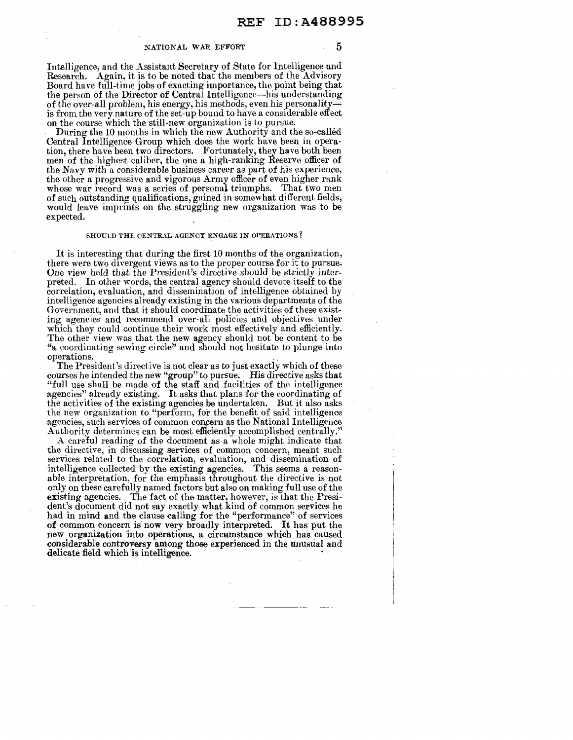Intelligence, and the Assistant Secretary of State for Intelligence and Research. Again, it is to be noted that the members of the Advisory Board have full-time jobs of exacting importance, the point being that the person of the Director of Central Intelligence—his understanding of the over-all problem, his energy, his methods, even his personality—is from the very nature of the set-up bound to have a considerable effect on the course which the still-new organization is to pursue.

During the 10 months in which the new Authority and the so-called Central Intelligence Group which does the work have been in operation, there have been two directors. Fortunately, they have both been men of the highest caliber, the one a high-ranking Reserve officer of the Navy with a considerable business career as part of his experience, the other a progressive and vigorous Army officer of even higher rank whose war record was a series of personal triumphs. That two men of such outstanding qualifications, gained in somewhat different fields, would leave imprints on the struggling new organization was to be expected.

### SHOULD THE CENTRAL AGENCY ENGAGE IN OPERATIONS?

It is interesting that during the first 10 months of the organization, there were two divergent views as to the proper course for it to pursue. One view held that the President's directive should be strictly interpreted. In other words, the central agency should devote itself to the correlation, evaluation, and dissemination of intelligence obtained by intelligence agencies already existing in the various departments of the Government, and that it should coordinate the activities of these existing agencies and recommend over-all policies and objectives under which they could continue their work most effectively and efficiently. The other view was that the new agency should not be content to be "a coordinating sewing circle" and should not hesitate to plunge into operations.

The President's directive is not clear as to just exactly which of these courses he intended the new "group" to pursue. His directive asks that "full use shall be made of the staff and facilities of the intelligence agencies" already existing. It asks that plans for the coordinating of the activities of the existing agencies be undertaken. But it also asks the new organization to "perform, for the benefit of said intelligence agencies, such services of common concern as the National Intelligence Authority determines can be most efficiently accomplished centrally."

A careful reading of the document as a whole might indicate that the directive, in discussing services of common concern, meant such services related to the correlation, evaluation, and dissemination of intelligence collected by the existing agencies. This seems a reasonable interpretation, for the emphasis throughout the directive is not only on these carefully named factors but also on making full use of the existing agencies. The fact of the matter, however, is that the President's document did not say exactly what kind of common services he had in mind and the clause calling for the "performance" of services of common concern is now very broadly interpreted. It has put the new organization into operations, a circumstance which has caused considerable controversy among those experienced in the unusual and delicate field which is intelligence.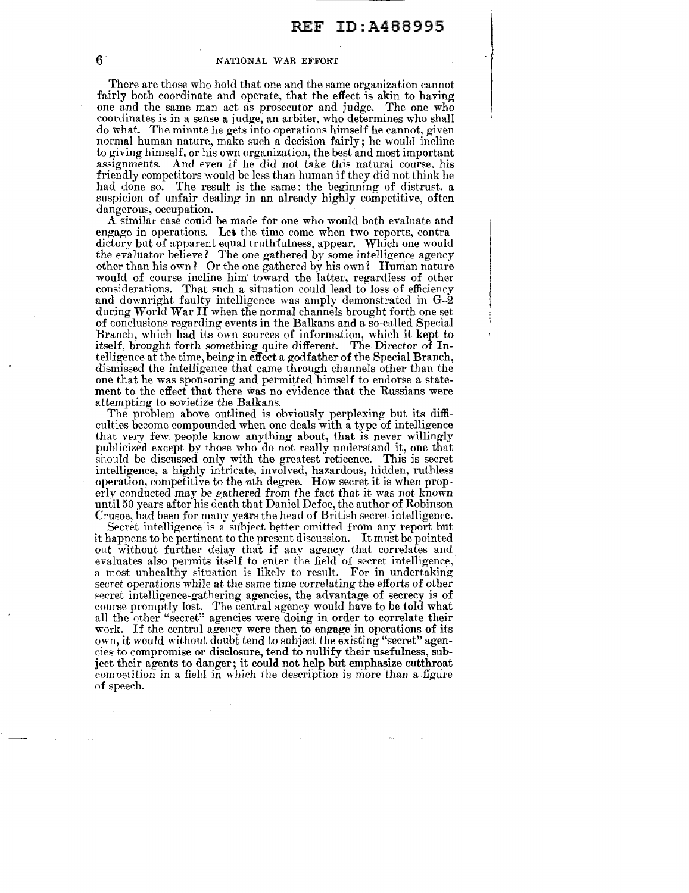There are those who hold that one and the same organization cannot fairly both coordinate and operate, that the effect is akin to having one and the same man act as prosecutor and judge. The one who coordinates is in a sense a judge, an arbiter, who determines who shall do what. The minute he gets into operations himself he cannot, given normal human nature, make such a decision fairly; he would incline to giving himself, or his own organization, the best and most important assignments. And even if he did not take this natural course, his friendly competitors would be less than human if they did not think he had done so. The result is the same: the beginning of distrust, a suspicion of unfair dealing in an already highly competitive, often dangerous, occupation.

A similar case could be made for one who would both evaluate and engage in operations. Let the time come when two reports, contradictory but of apparent equal truthfulness, appear. Which one would the evaluator believe? The one gathered by some intelligence agency other than his own? Or the one gathered by his own? Human nature would of course incline him toward the latter, regardless of other considerations. That such a situation could lead to loss of efficiency and downright faulty intelligence was amply demonstrated in G-2 during World War II when the normal channels brought forth one set of conclusions regarding events in the Balkans and a so-called Special Branch, which had its own sources of information, which it kept to itself, brought forth something quite different. The Director of Intelligence at the time, being in effect a godfather of the Special Branch, dismissed the intelligence that came through channels other than the one that he was sponsoring and permitted himself to endorse a statement to the effect that there was no evidence that the Russians were attempting to sovietize the Balkans.

The problem above outlined is obviously perplexing but its difficulties become compounded when one deals with a type of intelligence that very few people know anything about, that is never willingly publicized except by those who do not really understand it, one that should be discussed only with the greatest reticence. This is secret intelligence, a highly intricate, involved, hazardous, hidden, ruthless operation, competitive to the *n*th degree. How secret it is when properly conducted may be gathered from the fact that it was not known until 50 years after his death that Daniel Defoe, the author of Robinson Crusoe, had been for many years the head of British secret intelligence.

Secret intelligence is a subject better omitted from any report but it happens to be pertinent to the present discussion. It must be pointed out without further delay that if any agency that correlates and evaluates also permits itself to enter the field of secret intelligence, a most unhealthy situation is likely to result. For in undertaking secret operations while at the same time correlating the efforts of other secret intelligence-gathering agencies, the advantage of secrecy is of course promptly lost. The central agency would have to be told what all the other "secret" agencies were doing in order to correlate their work. If the central agency were then to engage in operations of its own, it would without doubt tend to subject the existing "secret" agencies to compromise or disclosure, tend to nullify their usefulness, subject their agents to danger; it could not help but emphasize cutthroat competition in a field in which the description is more than a figure of speech.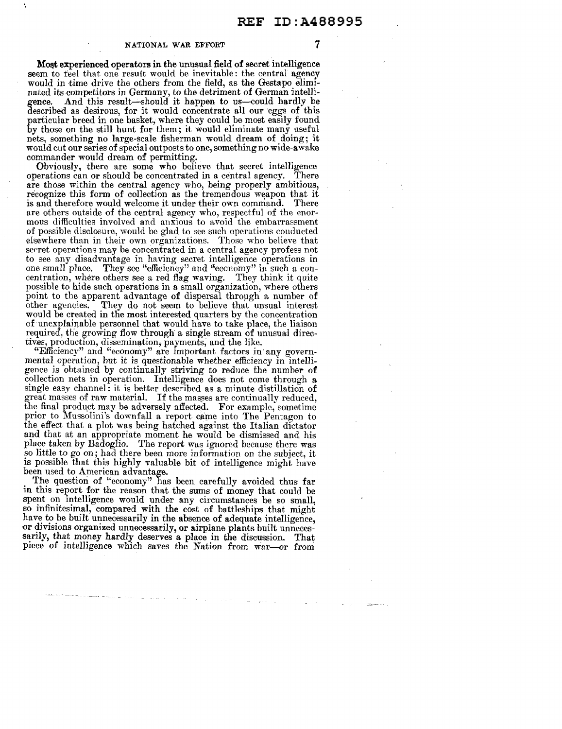Most experienced operators in the unusual field of secret intelligence seem to feel that one result would be inevitable: the central agency would in time drive the others from the field, as the Gestapo eliminated its competitors in Germany, to the detriment of German intelligence. And this result—should it happen to us—could hardly be described as desirous, for it would concentrate all our eggs of this particular breed in one basket, where they could be most easily found by those on the still hunt for them; it would eliminate many useful nets, something no large-scale fisherman would dream of doing; it would cut our series of special outposts to one, something no wide-awake commander would dream of permitting.

Obviously, there are some who believe that secret intelligence operations can or should be concentrated in a central agency. There are those within the central agency who, being properly ambitious, recognize this form of collection as the tremendous weapon that it is and therefore would welcome it under their own command. There are others outside of the central agency who, respectful of the enormous difficulties involved and anxious to avoid the embarrassment of possible disclosure, would be glad to see such operations conducted elsewhere than in their own organizations. Those who believe that secret operations may be concentrated in a central agency profess not to see any disadvantage in having secret intelligence operations in one small place. They see "efficiency" and "economy" in such a concentration, where others see a red flag waving. They think it quite possible to hide such operations in a small organization, where others point to the apparent advantage of dispersal through a number of other agencies. They do not seem to believe that unsual interest would be created in the most interested quarters by the concentration of unexplainable personnel that would have to take place, the liaison required, the growing flow through a single stream of unusual directives, production, dissemination, payments, and the like.

"Efficiency" and "economy" are important factors in any governmental operation, but it is questionable whether efficiency in intelligence is obtained by continually striving to reduce the number of collection nets in operation. Intelligence does not come through a single easy channel: it is better described as a minute distillation of great masses of raw material. If the masses are continually reduced, the final product may be adversely affected. For example, sometime prior to Mussolini's downfall a report came into The Pentagon to the effect that a plot was being hatched against the Italian dictator and that at an appropriate moment he would be dismissed and his place taken by Badoglio. The report was ignored because there was so little to go on; had there been more information on the subject, it is possible that this highly valuable bit of intelligence might have been used to American advantage.

The question of "economy" has been carefully avoided thus far in this report for the reason that the sums of money that could be spent on intelligence would under any circumstances be so small, so infinitesimal, compared with the cost of battleships that might have to be built unnecessarily in the absence of adequate intelligence, or divisions organized unnecessarily, or airplane plants built unnecessarily, that money hardly deserves a place in the discussion. That piece of intelligence which saves the Nation from war—or from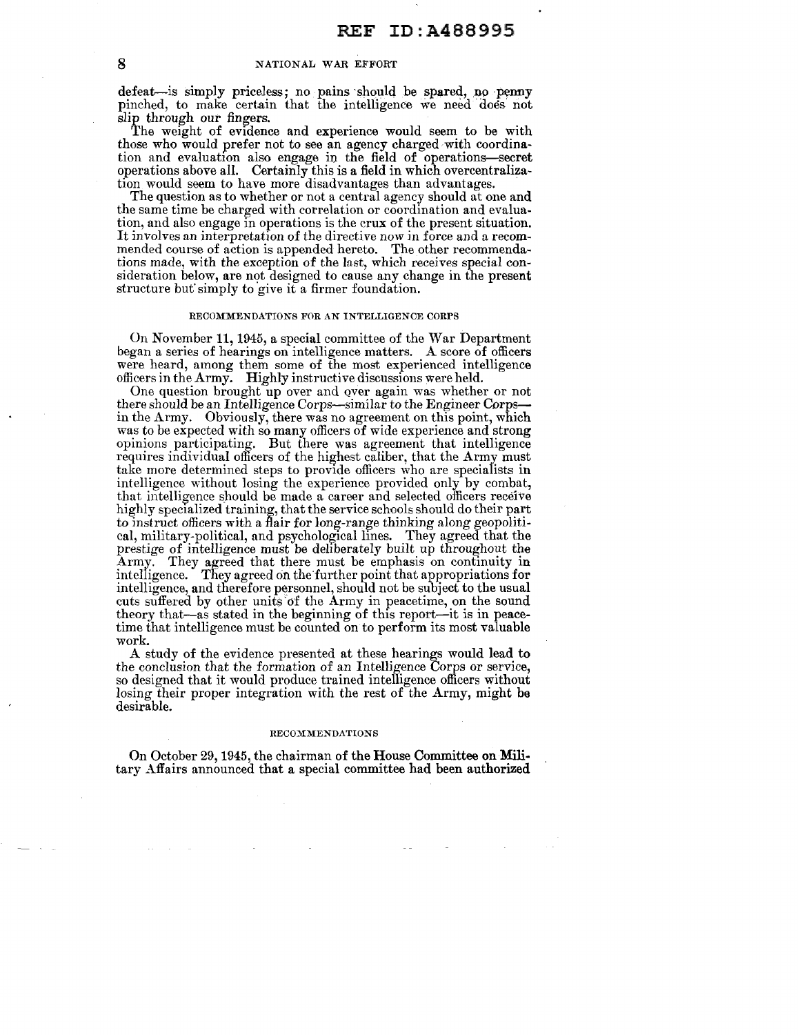defeat—is simply priceless; no pains should be spared, no penny pinched, to make certain that the intelligence we need does not slip through our fingers.

The weight of evidence and experience would seem to be with those who would prefer not to see an agency charged with coordination and evaluation also engage in the field of operations—secret operations above all. Certainly this is a field in which overcentralization would seem to have more disadvantages than advantages.

The question as to whether or not a central agency should at one and the same time be charged with correlation or coordination and evaluation, and also engage in operations is the crux of the present situation. It involves an interpretation of the directive now in force and a recommended course of action is appended hereto. The other recommendations made, with the exception of the last, which receives special consideration below, are not designed to cause any change in the present structure but simply to give it a firmer foundation.

## RECOMMENDATIONS FOR AN INTELLIGENCE CORPS

On November 11, 1945, a special committee of the War Department began a series of hearings on intelligence matters. A score of officers were heard, among them some of the most experienced intelligence officers in the Army. Highly instructive discussions were held.

One question brought up over and over again was whether or not there should be an Intelligence Corps—similar to the Engineer Corps—in the Army. Obviously, there was no agreement on this point, which was to be expected with so many officers of wide experience and strong opinions participating. But there was agreement that intelligence requires individual officers of the highest caliber, that the Army must take more determined steps to provide officers who are specialists in intelligence without losing the experience provided only by combat, that intelligence should be made a career and selected officers receive highly specialized training, that the service schools should do their part to instruct officers with a flair for long-range thinking along geopolitical, military-political, and psychological lines. They agreed that the prestige of intelligence must be deliberately built up throughout the Army. They agreed that there must be emphasis on continuity in intelligence. They agreed on the further point that appropriations for intelligence, and therefore personnel, should not be subject to the usual cuts suffered by other units of the Army in peacetime, on the sound theory that—as stated in the beginning of this report—it is in peacetime that intelligence must be counted on to perform its most valuable work.

A study of the evidence presented at these hearings would lead to the conclusion that the formation of an Intelligence Corps or service, so designed that it would produce trained intelligence officers without losing their proper integration with the rest of the Army, might be desirable.

## RECOMMENDATIONS

On October 29, 1945, the chairman of the House Committee on Military Affairs announced that a special committee had been authorized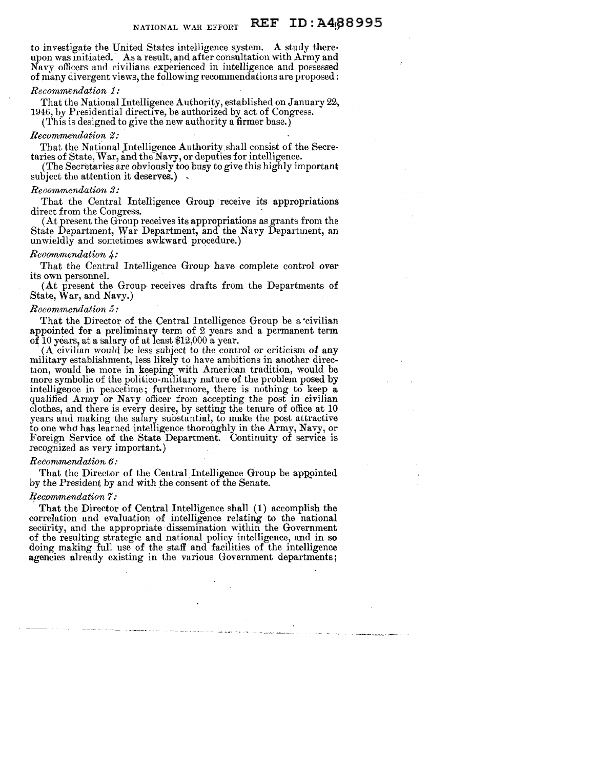to investigate the United States intelligence system. A study thereupon was initiated. As a result, and after consultation with Army and Navy officers and civilians experienced in intelligence and possessed of many divergent views, the following recommendations are proposed:

*Recommendation 1:*

That the National Intelligence Authority, established on January 22, 1946, by Presidential directive, be authorized by act of Congress.

(This is designed to give the new authority a firmer base.)

*Recommendation 2:*

That the National Intelligence Authority shall consist of the Secretaries of State, War, and the Navy, or deputies for intelligence.

(The Secretaries are obviously too busy to give this highly important subject the attention it deserves.)

*Recommendation 3:*

That the Central Intelligence Group receive its appropriations direct from the Congress.

(At present the Group receives its appropriations as grants from the State Department, War Department, and the Navy Department, an unwieldly and sometimes awkward procedure.)

*Recommendation 4:*

That the Central Intelligence Group have complete control over its own personnel.

(At present the Group receives drafts from the Departments of State, War, and Navy.)

*Recommendation 5:*

That the Director of the Central Intelligence Group be a civilian appointed for a preliminary term of 2 years and a permanent term of 10 years, at a salary of at least $12,000 a year.

(A civilian would be less subject to the control or criticism of any military establishment, less likely to have ambitions in another direction, would be more in keeping with American tradition, would be more symbolic of the politico-military nature of the problem posed by intelligence in peacetime; furthermore, there is nothing to keep a qualified Army or Navy officer from accepting the post in civilian clothes, and there is every desire, by setting the tenure of office at 10 years and making the salary substantial, to make the post attractive to one who has learned intelligence thoroughly in the Army, Navy, or Foreign Service of the State Department. Continuity of service is recognized as very important.)

*Recommendation 6:*

That the Director of the Central Intelligence Group be appointed by the President by and with the consent of the Senate.

*Recommendation 7:*

That the Director of Central Intelligence shall (1) accomplish the correlation and evaluation of intelligence relating to the national security, and the appropriate dissemination within the Government of the resulting strategic and national policy intelligence, and in so doing making full use of the staff and facilities of the intelligence agencies already existing in the various Government departments;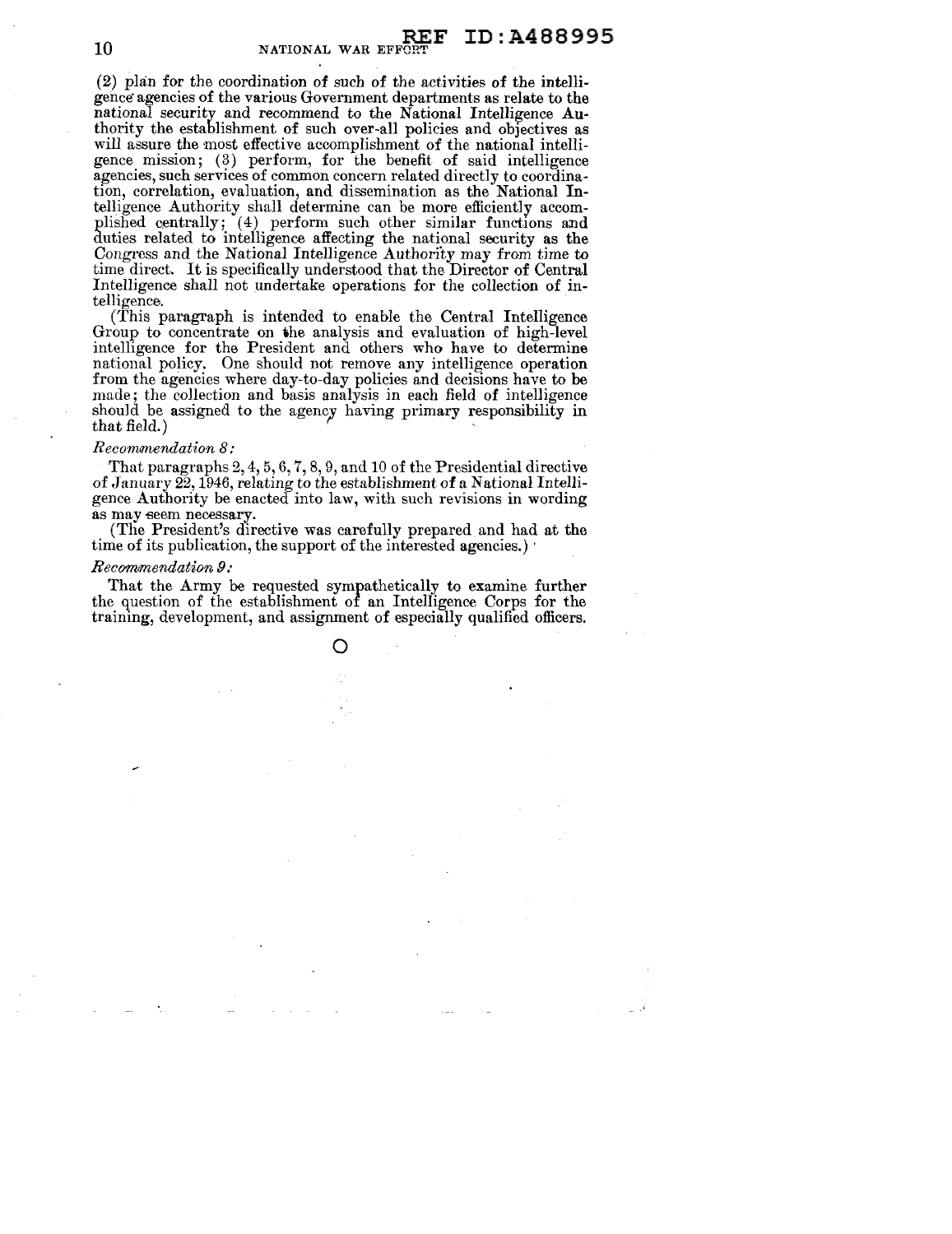(2) plan for the coordination of such of the activities of the intelligence agencies of the various Government departments as relate to the national security and recommend to the National Intelligence Authority the establishment of such over-all policies and objectives as will assure the most effective accomplishment of the national intelligence mission; (3) perform, for the benefit of said intelligence agencies, such services of common concern related directly to coordination, correlation, evaluation, and dissemination as the National Intelligence Authority shall determine can be more efficiently accomplished centrally; (4) perform such other similar functions and duties related to intelligence affecting the national security as the Congress and the National Intelligence Authority may from time to time direct. It is specifically understood that the Director of Central Intelligence shall not undertake operations for the collection of intelligence.

(This paragraph is intended to enable the Central Intelligence Group to concentrate on the analysis and evaluation of high-level intelligence for the President and others who have to determine national policy. One should not remove any intelligence operation from the agencies where day-to-day policies and decisions have to be made; the collection and basis analysis in each field of intelligence should be assigned to the agency having primary responsibility in that field.)

*Recommendation 8:*

That paragraphs 2, 4, 5, 6, 7, 8, 9, and 10 of the Presidential directive of January 22, 1946, relating to the establishment of a National Intelligence Authority be enacted into law, with such revisions in wording as may seem necessary.

(The President's directive was carefully prepared and had at the time of its publication, the support of the interested agencies.)

*Recommendation 9:*

That the Army be requested sympathetically to examine further the question of the establishment of an Intelligence Corps for the training, development, and assignment of especially qualified officers.

O